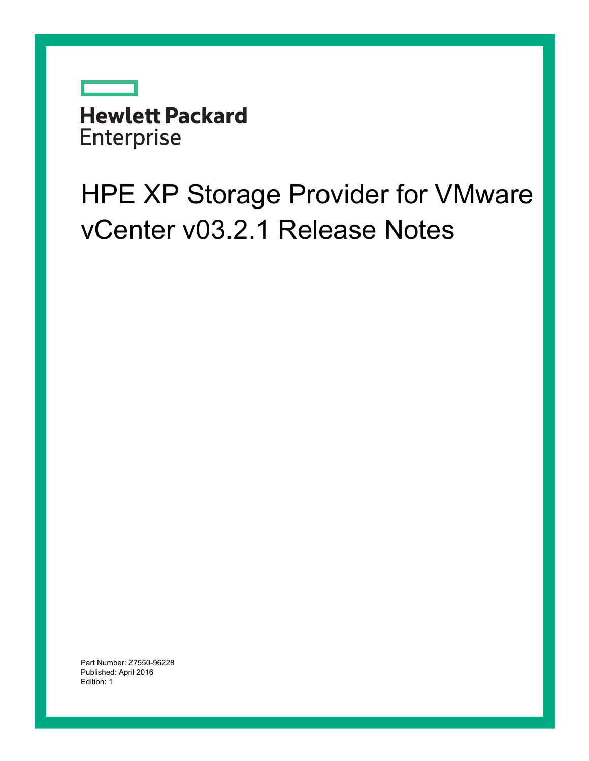Hewlett Packard Enterprise

# HPE XP Storage Provider for VMware vCenter v03.2.1 Release Notes

Part Number: Z7550-96228
Published: April 2016
Edition: 1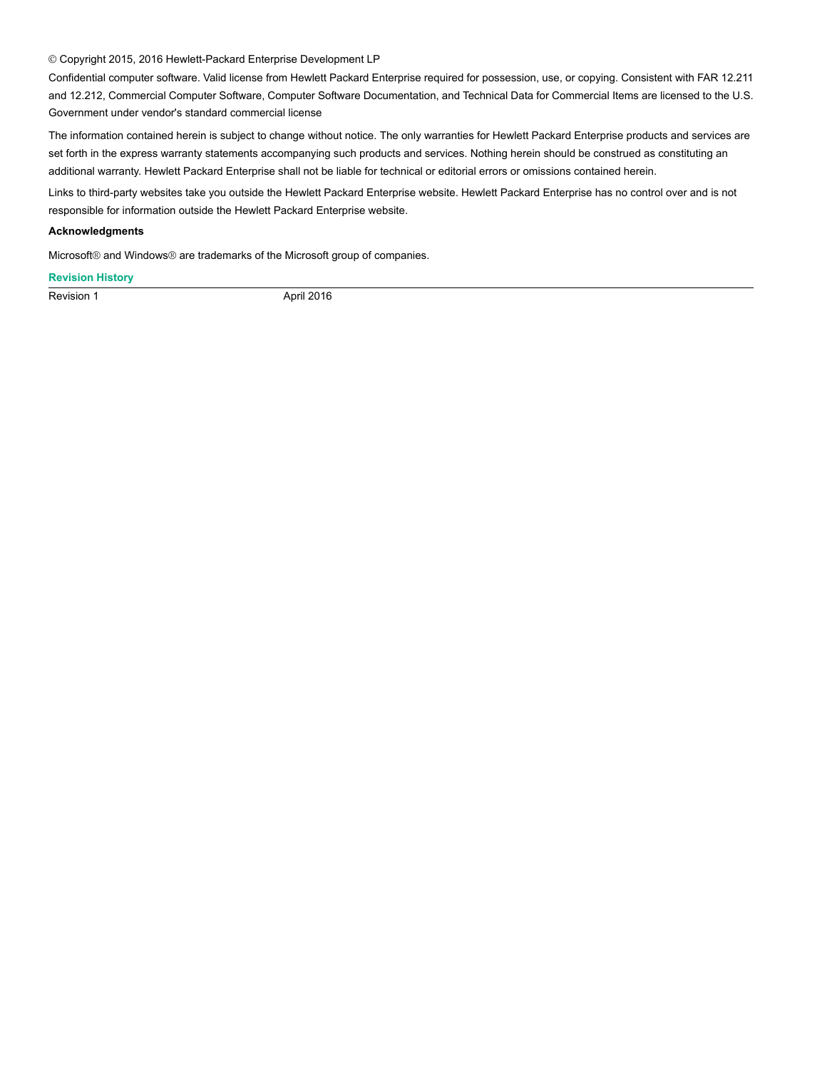© Copyright 2015, 2016 Hewlett-Packard Enterprise Development LP

Confidential computer software. Valid license from Hewlett Packard Enterprise required for possession, use, or copying. Consistent with FAR 12.211 and 12.212, Commercial Computer Software, Computer Software Documentation, and Technical Data for Commercial Items are licensed to the U.S. Government under vendor's standard commercial license

The information contained herein is subject to change without notice. The only warranties for Hewlett Packard Enterprise products and services are set forth in the express warranty statements accompanying such products and services. Nothing herein should be construed as constituting an additional warranty. Hewlett Packard Enterprise shall not be liable for technical or editorial errors or omissions contained herein.

Links to third-party websites take you outside the Hewlett Packard Enterprise website. Hewlett Packard Enterprise has no control over and is not responsible for information outside the Hewlett Packard Enterprise website.

**Acknowledgments**

Microsoft® and Windows® are trademarks of the Microsoft group of companies.

**Revision History**

| | |
|---|---|
| Revision 1 | April 2016 |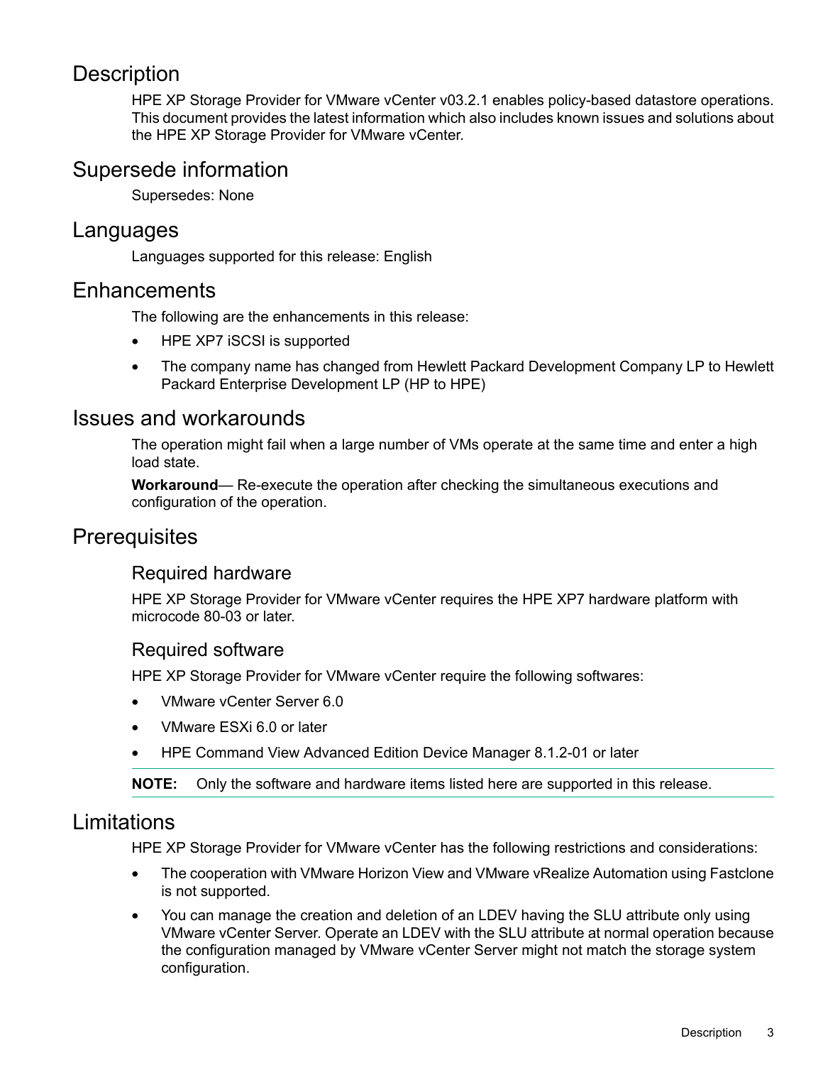## Description

HPE XP Storage Provider for VMware vCenter v03.2.1 enables policy-based datastore operations. This document provides the latest information which also includes known issues and solutions about the HPE XP Storage Provider for VMware vCenter.

## Supersede information

Supersedes: None

## Languages

Languages supported for this release: English

## Enhancements

The following are the enhancements in this release:

- HPE XP7 iSCSI is supported
- The company name has changed from Hewlett Packard Development Company LP to Hewlett Packard Enterprise Development LP (HP to HPE)

## Issues and workarounds

The operation might fail when a large number of VMs operate at the same time and enter a high load state.

**Workaround**— Re-execute the operation after checking the simultaneous executions and configuration of the operation.

## Prerequisites

### Required hardware

HPE XP Storage Provider for VMware vCenter requires the HPE XP7 hardware platform with microcode 80-03 or later.

### Required software

HPE XP Storage Provider for VMware vCenter require the following softwares:

- VMware vCenter Server 6.0
- VMware ESXi 6.0 or later
- HPE Command View Advanced Edition Device Manager 8.1.2-01 or later

**NOTE:** Only the software and hardware items listed here are supported in this release.

## Limitations

HPE XP Storage Provider for VMware vCenter has the following restrictions and considerations:

- The cooperation with VMware Horizon View and VMware vRealize Automation using Fastclone is not supported.
- You can manage the creation and deletion of an LDEV having the SLU attribute only using VMware vCenter Server. Operate an LDEV with the SLU attribute at normal operation because the configuration managed by VMware vCenter Server might not match the storage system configuration.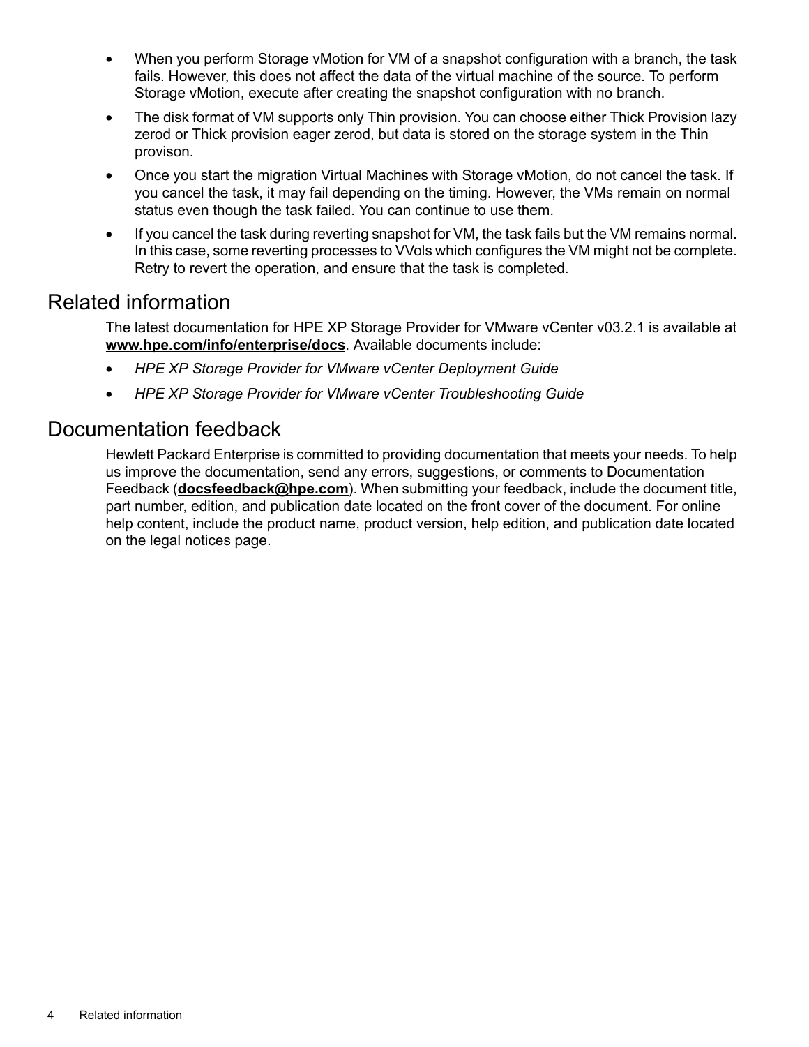- When you perform Storage vMotion for VM of a snapshot configuration with a branch, the task fails. However, this does not affect the data of the virtual machine of the source. To perform Storage vMotion, execute after creating the snapshot configuration with no branch.
- The disk format of VM supports only Thin provision. You can choose either Thick Provision lazy zerod or Thick provision eager zerod, but data is stored on the storage system in the Thin provison.
- Once you start the migration Virtual Machines with Storage vMotion, do not cancel the task. If you cancel the task, it may fail depending on the timing. However, the VMs remain on normal status even though the task failed. You can continue to use them.
- If you cancel the task during reverting snapshot for VM, the task fails but the VM remains normal. In this case, some reverting processes to VVols which configures the VM might not be complete. Retry to revert the operation, and ensure that the task is completed.

# Related information

The latest documentation for HPE XP Storage Provider for VMware vCenter v03.2.1 is available at **www.hpe.com/info/enterprise/docs**. Available documents include:

- *HPE XP Storage Provider for VMware vCenter Deployment Guide*
- *HPE XP Storage Provider for VMware vCenter Troubleshooting Guide*

# Documentation feedback

Hewlett Packard Enterprise is committed to providing documentation that meets your needs. To help us improve the documentation, send any errors, suggestions, or comments to Documentation Feedback (**docsfeedback@hpe.com**). When submitting your feedback, include the document title, part number, edition, and publication date located on the front cover of the document. For online help content, include the product name, product version, help edition, and publication date located on the legal notices page.